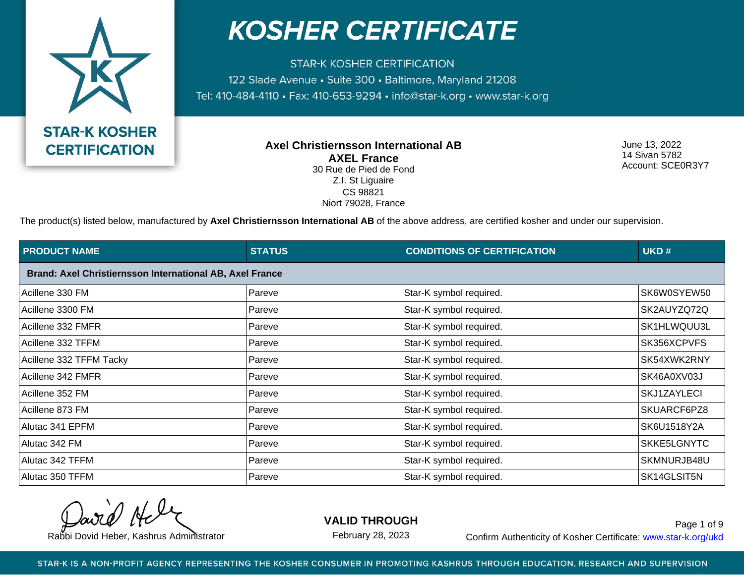# KOSHER CERTIFICATE

STAR-K KOSHER CERTIFICATION
122 Slade Avenue • Suite 300 • Baltimore, Maryland 21208
Tel: 410-484-4110 • Fax: 410-653-9294 • info@star-k.org • www.star-k.org

STAR-K KOSHER CERTIFICATION

**Axel Christiernsson International AB**
**AXEL France**
30 Rue de Pied de Fond
Z.I. St Liguaire
CS 98821
Niort 79028, France

June 13, 2022
14 Sivan 5782
Account: SCE0R3Y7

The product(s) listed below, manufactured by **Axel Christiernsson International AB** of the above address, are certified kosher and under our supervision.

| PRODUCT NAME | STATUS | CONDITIONS OF CERTIFICATION | UKD # |
|---|---|---|---|
| **Brand: Axel Christiernsson International AB, Axel France** | | | |
| Acillene 330 FM | Pareve | Star-K symbol required. | SK6W0SYEW50 |
| Acillene 3300 FM | Pareve | Star-K symbol required. | SK2AUYZQ72Q |
| Acillene 332 FMFR | Pareve | Star-K symbol required. | SK1HLWQUU3L |
| Acillene 332 TFFM | Pareve | Star-K symbol required. | SK356XCPVFS |
| Acillene 332 TFFM Tacky | Pareve | Star-K symbol required. | SK54XWK2RNY |
| Acillene 342 FMFR | Pareve | Star-K symbol required. | SK46A0XV03J |
| Acillene 352 FM | Pareve | Star-K symbol required. | SKJ1ZAYLECI |
| Acillene 873 FM | Pareve | Star-K symbol required. | SKUARCF6PZ8 |
| Alutac 341 EPFM | Pareve | Star-K symbol required. | SK6U1518Y2A |
| Alutac 342 FM | Pareve | Star-K symbol required. | SKKE5LGNYTC |
| Alutac 342 TFFM | Pareve | Star-K symbol required. | SKMNURJB48U |
| Alutac 350 TFFM | Pareve | Star-K symbol required. | SK14GLSIT5N |

Rabbi Dovid Heber, Kashrus Administrator

**VALID THROUGH**
February 28, 2023

Confirm Authenticity of Kosher Certificate: www.star-k.org/ukd

STAR-K IS A NON-PROFIT AGENCY REPRESENTING THE KOSHER CONSUMER IN PROMOTING KASHRUS THROUGH EDUCATION, RESEARCH AND SUPERVISION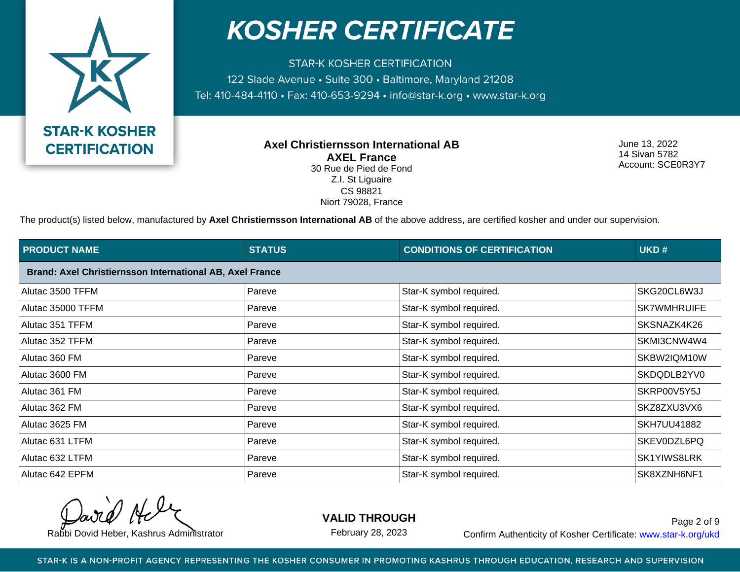# KOSHER CERTIFICATE

STAR-K KOSHER CERTIFICATION
122 Slade Avenue • Suite 300 • Baltimore, Maryland 21208
Tel: 410-484-4110 • Fax: 410-653-9294 • info@star-k.org • www.star-k.org

**STAR-K KOSHER CERTIFICATION**

**Axel Christiernsson International AB**
**AXEL France**
30 Rue de Pied de Fond
Z.I. St Liguaire
CS 98821
Niort 79028, France

June 13, 2022
14 Sivan 5782
Account: SCE0R3Y7

The product(s) listed below, manufactured by **Axel Christiernsson International** of the above address, are certified kosher and under our supervision.

| PRODUCT NAME | STATUS | CONDITIONS OF CERTIFICATION | UKD # |
|---|---|---|---|
| **Brand: Axel Christiernsson International AB, Axel France** | | | |
| Alutac 3500 TFFM | Pareve | Star-K symbol required. | SKG20CL6W3J |
| Alutac 35000 TFFM | Pareve | Star-K symbol required. | SK7WMHRUIFE |
| Alutac 351 TFFM | Pareve | Star-K symbol required. | SKSNAZK4K26 |
| Alutac 352 TFFM | Pareve | Star-K symbol required. | SKMI3CNW4W4 |
| Alutac 360 FM | Pareve | Star-K symbol required. | SKBW2IQM10W |
| Alutac 3600 FM | Pareve | Star-K symbol required. | SKDQDLB2YV0 |
| Alutac 361 FM | Pareve | Star-K symbol required. | SKRP00V5Y5J |
| Alutac 362 FM | Pareve | Star-K symbol required. | SKZ8ZXU3VX6 |
| Alutac 3625 FM | Pareve | Star-K symbol required. | SKH7UU41882 |
| Alutac 631 LTFM | Pareve | Star-K symbol required. | SKEV0DZL6PQ |
| Alutac 632 LTFM | Pareve | Star-K symbol required. | SK1YIWS8LRK |
| Alutac 642 EPFM | Pareve | Star-K symbol required. | SK8XZNH6NF1 |

Rabbi Dovid Heber, Kashrus Administrator

**VALID THROUGH**
February 28, 2023

Confirm Authenticity of Kosher Certificate: www.star-k.org/ukd

STAR-K IS A NON-PROFIT AGENCY REPRESENTING THE KOSHER CONSUMER IN PROMOTING KASHRUS THROUGH EDUCATION, RESEARCH AND SUPERVISION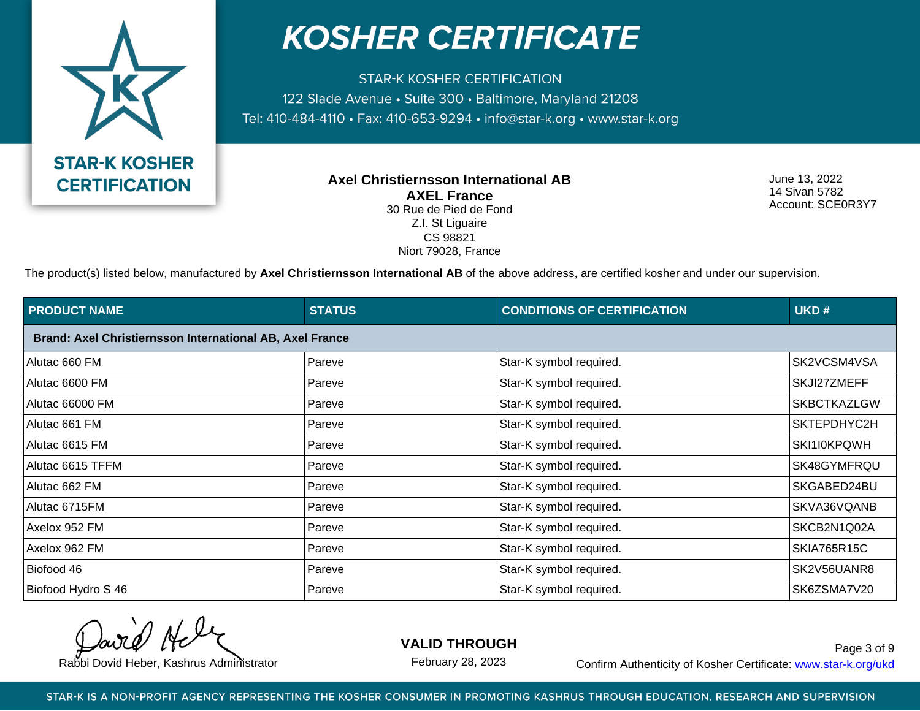# KOSHER CERTIFICATE

STAR-K KOSHER CERTIFICATION
122 Slade Avenue • Suite 300 • Baltimore, Maryland 21208
Tel: 410-484-4110 • Fax: 410-653-9294 • info@star-k.org • www.star-k.org

**STAR-K KOSHER CERTIFICATION**

**Axel Christiernsson International AB**
**AXEL France**
30 Rue de Pied de Fond
Z.I. St Liguaire
CS 98821
Niort 79028, France

June 13, 2022
14 Sivan 5782
Account: SCE0R3Y7

The product(s) listed below, manufactured by **Axel Christiernsson International AB** of the above address, are certified kosher and under our supervision.

| PRODUCT NAME | STATUS | CONDITIONS OF CERTIFICATION | UKD # |
|---|---|---|---|
| **Brand: Axel Christiernsson International AB, Axel France** | | | |
| Alutac 660 FM | Pareve | Star-K symbol required. | SK2VCSM4VSA |
| Alutac 6600 FM | Pareve | Star-K symbol required. | SKJI27ZMEFF |
| Alutac 66000 FM | Pareve | Star-K symbol required. | SKBCTKAZLGW |
| Alutac 661 FM | Pareve | Star-K symbol required. | SKTEPDHYC2H |
| Alutac 6615 FM | Pareve | Star-K symbol required. | SKI1I0KPQWH |
| Alutac 6615 TFFM | Pareve | Star-K symbol required. | SK48GYMFRQU |
| Alutac 662 FM | Pareve | Star-K symbol required. | SKGABED24BU |
| Alutac 6715FM | Pareve | Star-K symbol required. | SKVA36VQANB |
| Axelox 952 FM | Pareve | Star-K symbol required. | SKCB2N1Q02A |
| Axelox 962 FM | Pareve | Star-K symbol required. | SKIA765R15C |
| Biofood 46 | Pareve | Star-K symbol required. | SK2V56UANR8 |
| Biofood Hydro S 46 | Pareve | Star-K symbol required. | SK6ZSMA7V20 |

Rabbi Dovid Heber, Kashrus Administrator

**VALID THROUGH**
February 28, 2023

Confirm Authenticity of Kosher Certificate: www.star-k.org/ukd

STAR-K IS A NON-PROFIT AGENCY REPRESENTING THE KOSHER CONSUMER IN PROMOTING KASHRUS THROUGH EDUCATION, RESEARCH AND SUPERVISION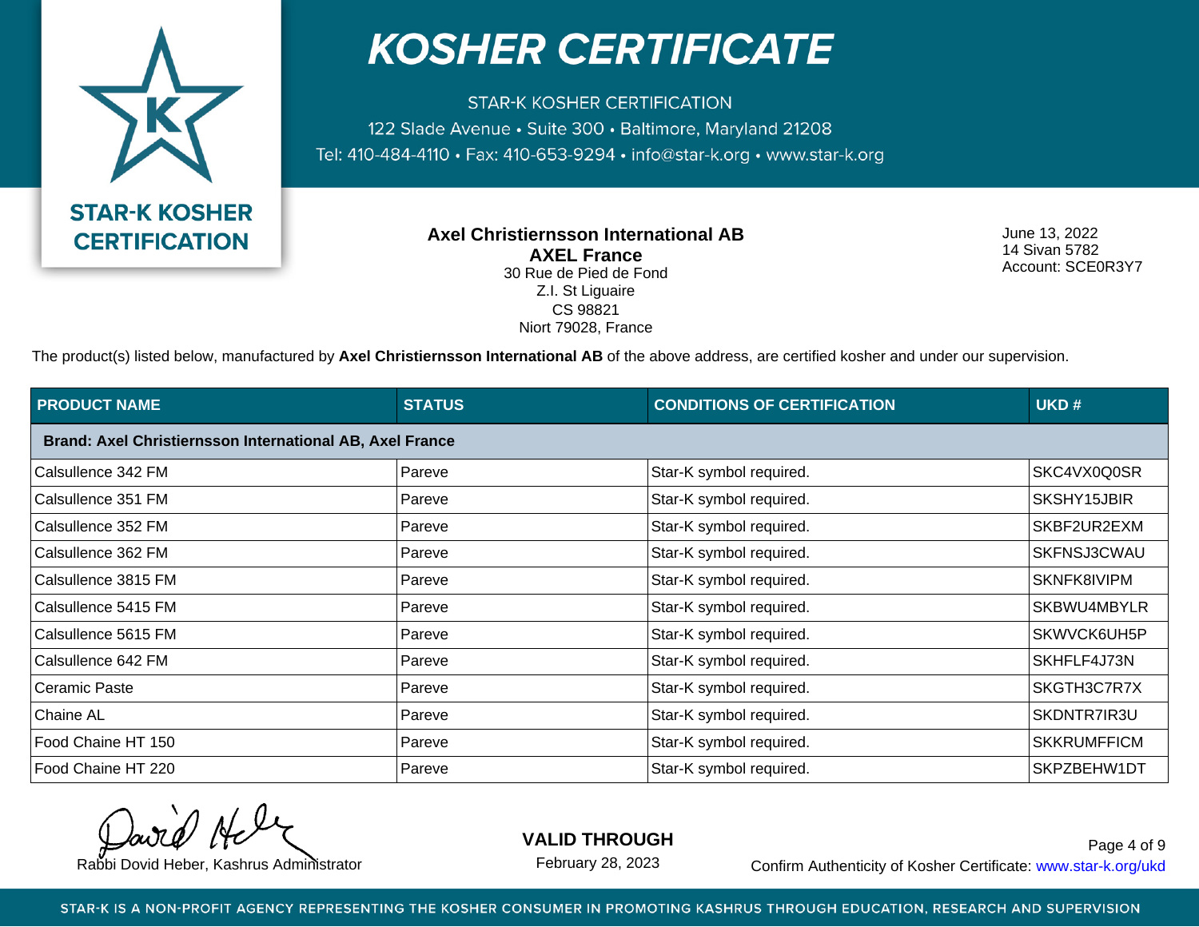# KOSHER CERTIFICATE

STAR-K KOSHER CERTIFICATION
122 Slade Avenue • Suite 300 • Baltimore, Maryland 21208
Tel: 410-484-4110 • Fax: 410-653-9294 • info@star-k.org • www.star-k.org

**STAR-K KOSHER CERTIFICATION**

**Axel Christiernsson International AB**
**AXEL France**
30 Rue de Pied de Fond
Z.I. St Liguaire
CS 98821
Niort 79028, France

June 13, 2022
14 Sivan 5782
Account: SCE0R3Y7

The product(s) listed below, manufactured by **Axel Christiernsson International** of the above address, are certified kosher and under our supervision.

| PRODUCT NAME | STATUS | CONDITIONS OF CERTIFICATION | UKD # |
|---|---|---|---|
| **Brand: Axel Christiernsson International AB, Axel France** | | | |
| Calsullence 342 FM | Pareve | Star-K symbol required. | SKC4VX0Q0SR |
| Calsullence 351 FM | Pareve | Star-K symbol required. | SKSHY15JBIR |
| Calsullence 352 FM | Pareve | Star-K symbol required. | SKBF2UR2EXM |
| Calsullence 362 FM | Pareve | Star-K symbol required. | SKFNSJ3CWAU |
| Calsullence 3815 FM | Pareve | Star-K symbol required. | SKNFK8IVIPM |
| Calsullence 5415 FM | Pareve | Star-K symbol required. | SKBWU4MBYLR |
| Calsullence 5615 FM | Pareve | Star-K symbol required. | SKWVCK6UH5P |
| Calsullence 642 FM | Pareve | Star-K symbol required. | SKHFLF4J73N |
| Ceramic Paste | Pareve | Star-K symbol required. | SKGTH3C7R7X |
| Chaine AL | Pareve | Star-K symbol required. | SKDNTR7IR3U |
| Food Chaine HT 150 | Pareve | Star-K symbol required. | SKKRUMFFICM |
| Food Chaine HT 220 | Pareve | Star-K symbol required. | SKPZBEHW1DT |

Rabbi Dovid Heber, Kashrus Administrator

**VALID THROUGH**
February 28, 2023

Confirm Authenticity of Kosher Certificate: www.star-k.org/ukd

STAR-K IS A NON-PROFIT AGENCY REPRESENTING THE KOSHER CONSUMER IN PROMOTING KASHRUS THROUGH EDUCATION, RESEARCH AND SUPERVISION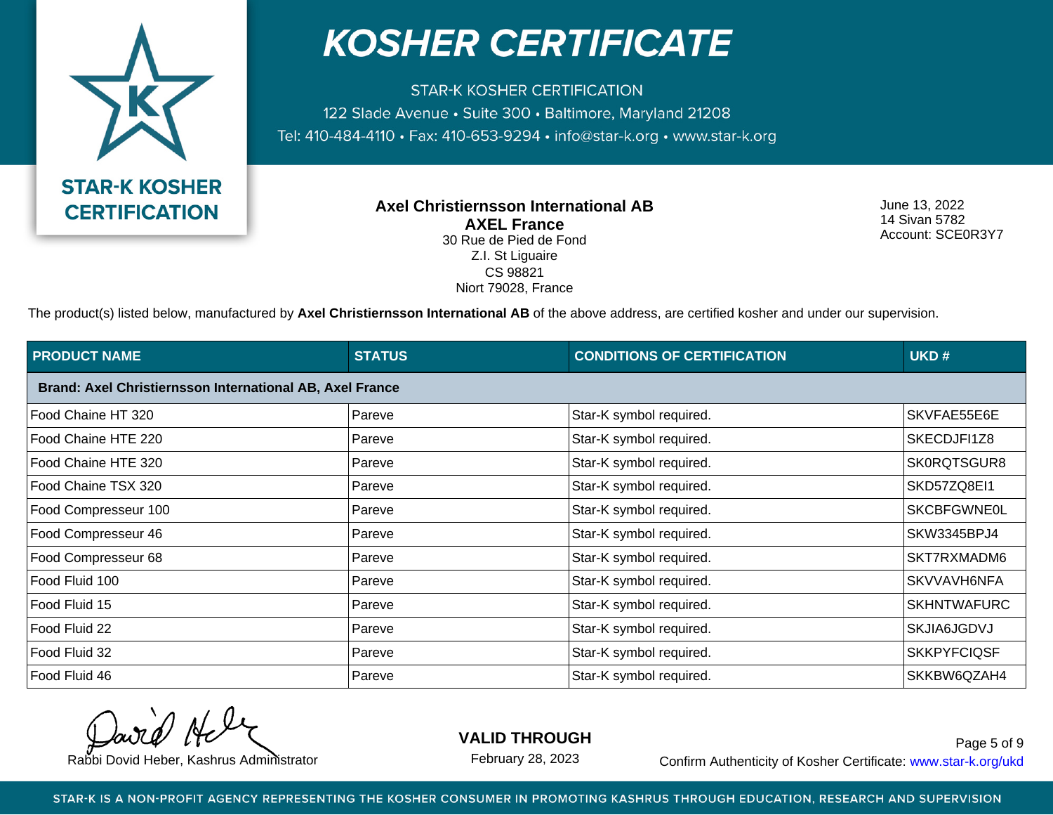# KOSHER CERTIFICATE

STAR-K KOSHER CERTIFICATION
122 Slade Avenue • Suite 300 • Baltimore, Maryland 21208
Tel: 410-484-4110 • Fax: 410-653-9294 • info@star-k.org • www.star-k.org

**STAR-K KOSHER CERTIFICATION**

**Axel Christiernsson International AB**
**AXEL France**
30 Rue de Pied de Fond
Z.I. St Liguaire
CS 98821
Niort 79028, France

June 13, 2022
14 Sivan 5782
Account: SCE0R3Y7

The product(s) listed below, manufactured by **Axel Christiernsson International AB** of the above address, are certified kosher and under our supervision.

| PRODUCT NAME | STATUS | CONDITIONS OF CERTIFICATION | UKD # |
|---|---|---|---|
| **Brand: Axel Christiernsson International AB, Axel France** | | | |
| Food Chaine HT 320 | Pareve | Star-K symbol required. | SKVFAE55E6E |
| Food Chaine HTE 220 | Pareve | Star-K symbol required. | SKECDJFI1Z8 |
| Food Chaine HTE 320 | Pareve | Star-K symbol required. | SK0RQTSGUR8 |
| Food Chaine TSX 320 | Pareve | Star-K symbol required. | SKD57ZQ8EI1 |
| Food Compresseur 100 | Pareve | Star-K symbol required. | SKCBFGWNE0L |
| Food Compresseur 46 | Pareve | Star-K symbol required. | SKW3345BPJ4 |
| Food Compresseur 68 | Pareve | Star-K symbol required. | SKT7RXMADM6 |
| Food Fluid 100 | Pareve | Star-K symbol required. | SKVVAVH6NFA |
| Food Fluid 15 | Pareve | Star-K symbol required. | SKHNTWAFURC |
| Food Fluid 22 | Pareve | Star-K symbol required. | SKJIA6JGDVJ |
| Food Fluid 32 | Pareve | Star-K symbol required. | SKKPYFCIQSF |
| Food Fluid 46 | Pareve | Star-K symbol required. | SKKBW6QZAH4 |

Rabbi Dovid Heber, Kashrus Administrator

**VALID THROUGH**
February 28, 2023

Confirm Authenticity of Kosher Certificate: www.star-k.org/ukd

STAR-K IS A NON-PROFIT AGENCY REPRESENTING THE KOSHER CONSUMER IN PROMOTING KASHRUS THROUGH EDUCATION, RESEARCH AND SUPERVISION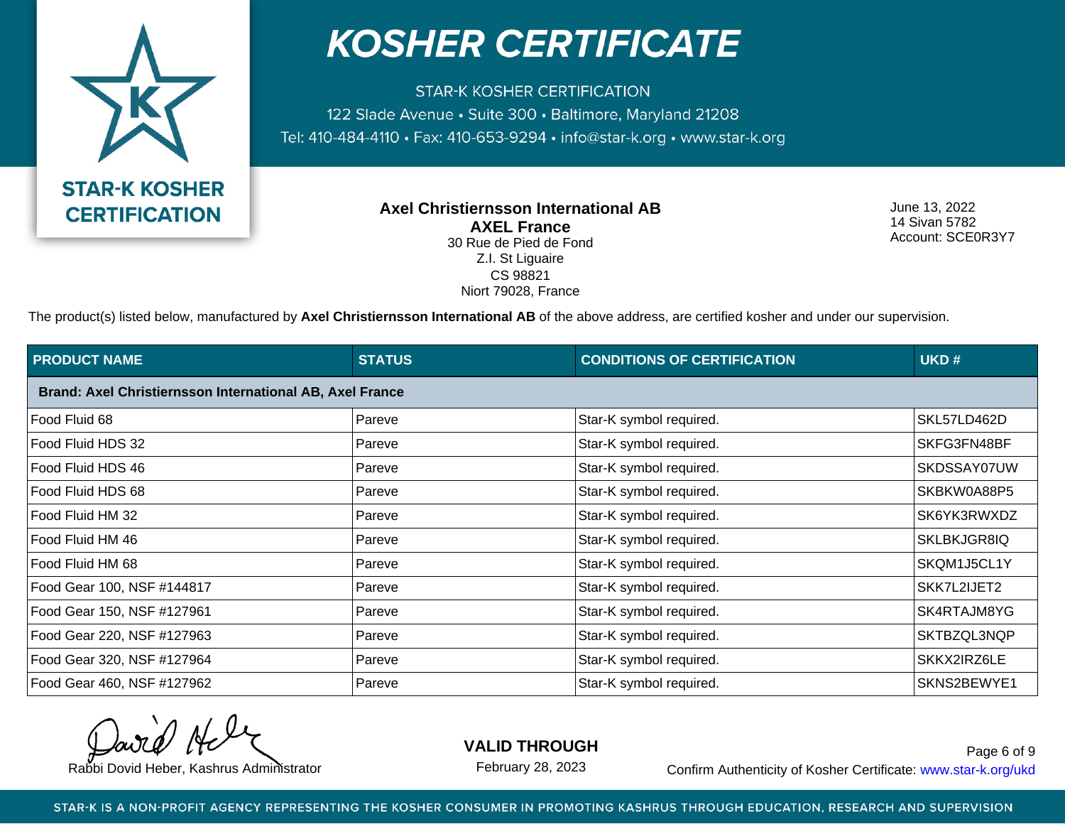# KOSHER CERTIFICATE

STAR-K KOSHER CERTIFICATION
122 Slade Avenue • Suite 300 • Baltimore, Maryland 21208
Tel: 410-484-4110 • Fax: 410-653-9294 • info@star-k.org • www.star-k.org

STAR-K KOSHER CERTIFICATION

**Axel Christiernsson International AB**
**AXEL France**
30 Rue de Pied de Fond
Z.I. St Liguaire
CS 98821
Niort 79028, France

June 13, 2022
14 Sivan 5782
Account: SCE0R3Y7

The product(s) listed below, manufactured by **Axel Christiernsson International AB** of the above address, are certified kosher and under our supervision.

| PRODUCT NAME | STATUS | CONDITIONS OF CERTIFICATION | UKD # |
|---|---|---|---|
| **Brand: Axel Christiernsson International AB, Axel France** | | | |
| Food Fluid 68 | Pareve | Star-K symbol required. | SKL57LD462D |
| Food Fluid HDS 32 | Pareve | Star-K symbol required. | SKFG3FN48BF |
| Food Fluid HDS 46 | Pareve | Star-K symbol required. | SKDSSAY07UW |
| Food Fluid HDS 68 | Pareve | Star-K symbol required. | SKBKW0A88P5 |
| Food Fluid HM 32 | Pareve | Star-K symbol required. | SK6YK3RWXDZ |
| Food Fluid HM 46 | Pareve | Star-K symbol required. | SKLBKJGR8IQ |
| Food Fluid HM 68 | Pareve | Star-K symbol required. | SKQM1J5CL1Y |
| Food Gear 100, NSF #144817 | Pareve | Star-K symbol required. | SKK7L2IJET2 |
| Food Gear 150, NSF #127961 | Pareve | Star-K symbol required. | SK4RTAJM8YG |
| Food Gear 220, NSF #127963 | Pareve | Star-K symbol required. | SKTBZQL3NQP |
| Food Gear 320, NSF #127964 | Pareve | Star-K symbol required. | SKKX2IRZ6LE |
| Food Gear 460, NSF #127962 | Pareve | Star-K symbol required. | SKNS2BEWYE1 |

Rabbi Dovid Heber, Kashrus Administrator

**VALID THROUGH**
February 28, 2023

Confirm Authenticity of Kosher Certificate: www.star-k.org/ukd

STAR-K IS A NON-PROFIT AGENCY REPRESENTING THE KOSHER CONSUMER IN PROMOTING KASHRUS THROUGH EDUCATION, RESEARCH AND SUPERVISION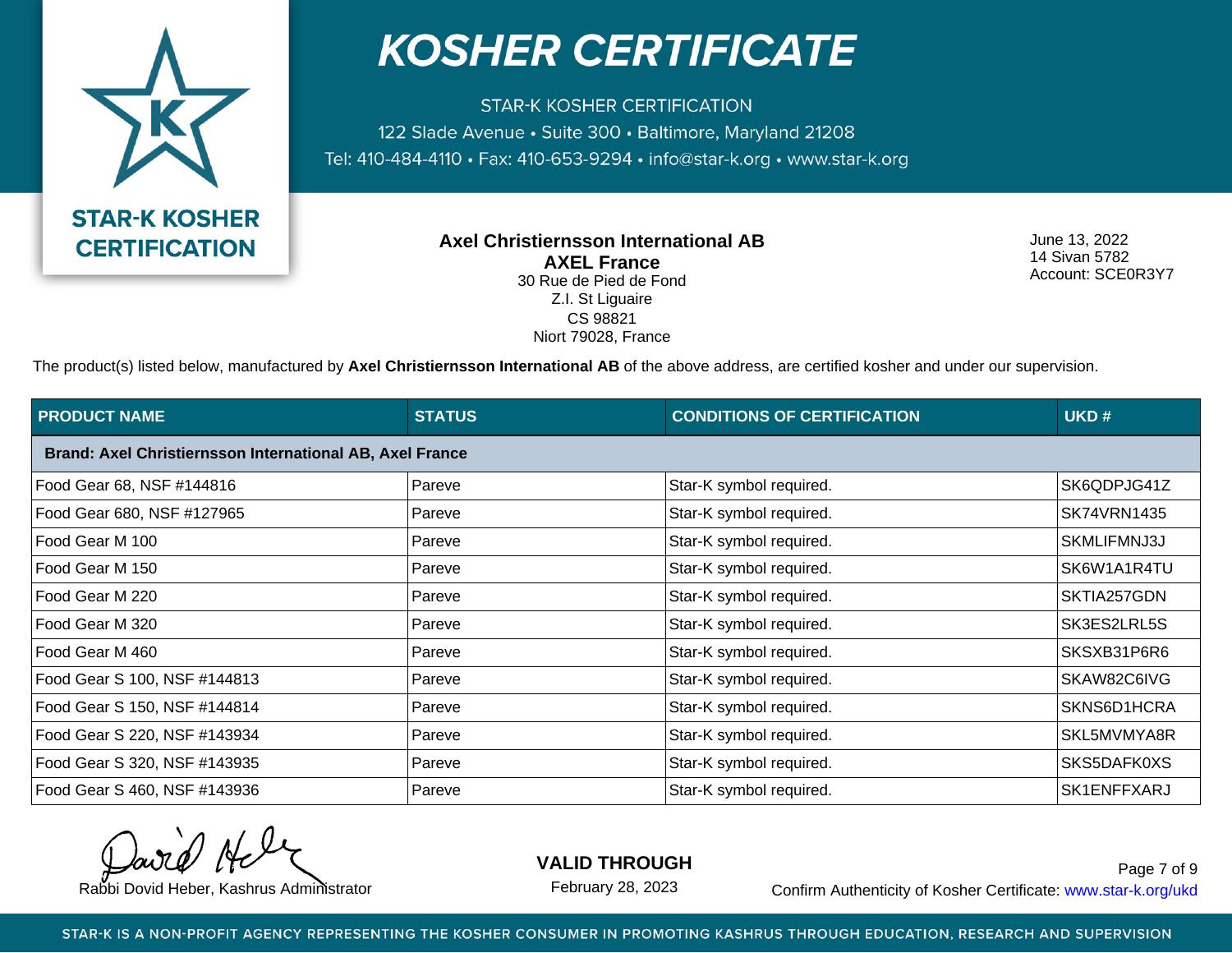# KOSHER CERTIFICATE

STAR-K KOSHER CERTIFICATION
122 Slade Avenue • Suite 300 • Baltimore, Maryland 21208
Tel: 410-484-4110 • Fax: 410-653-9294 • info@star-k.org • www.star-k.org

STAR-K KOSHER CERTIFICATION

**Axel Christiernsson International AB**
**AXEL France**
30 Rue de Pied de Fond
Z.I. St Liguaire
CS 98821
Niort 79028, France

June 13, 2022
14 Sivan 5782
Account: SCE0R3Y7

The product(s) listed below, manufactured by **Axel Christiernsson International AB** of the above address, are certified kosher and under our supervision.

| PRODUCT NAME | STATUS | CONDITIONS OF CERTIFICATION | UKD # |
|---|---|---|---|
| **Brand: Axel Christiernsson International AB, Axel France** | | | |
| Food Gear 68, NSF #144816 | Pareve | Star-K symbol required. | SK6QDPJG41Z |
| Food Gear 680, NSF #127965 | Pareve | Star-K symbol required. | SK74VRN1435 |
| Food Gear M 100 | Pareve | Star-K symbol required. | SKMLIFMNJ3J |
| Food Gear M 150 | Pareve | Star-K symbol required. | SK6W1A1R4TU |
| Food Gear M 220 | Pareve | Star-K symbol required. | SKTIA257GDN |
| Food Gear M 320 | Pareve | Star-K symbol required. | SK3ES2LRL5S |
| Food Gear M 460 | Pareve | Star-K symbol required. | SKSXB31P6R6 |
| Food Gear S 100, NSF #144813 | Pareve | Star-K symbol required. | SKAW82C6IVG |
| Food Gear S 150, NSF #144814 | Pareve | Star-K symbol required. | SKNS6D1HCRA |
| Food Gear S 220, NSF #143934 | Pareve | Star-K symbol required. | SKL5MVMYA8R |
| Food Gear S 320, NSF #143935 | Pareve | Star-K symbol required. | SKS5DAFK0XS |
| Food Gear S 460, NSF #143936 | Pareve | Star-K symbol required. | SK1ENFFXARJ |

Rabbi Dovid Heber, Kashrus Administrator

**VALID THROUGH**
February 28, 2023

Confirm Authenticity of Kosher Certificate: www.star-k.org/ukd

STAR-K IS A NON-PROFIT AGENCY REPRESENTING THE KOSHER CONSUMER IN PROMOTING KASHRUS THROUGH EDUCATION, RESEARCH AND SUPERVISION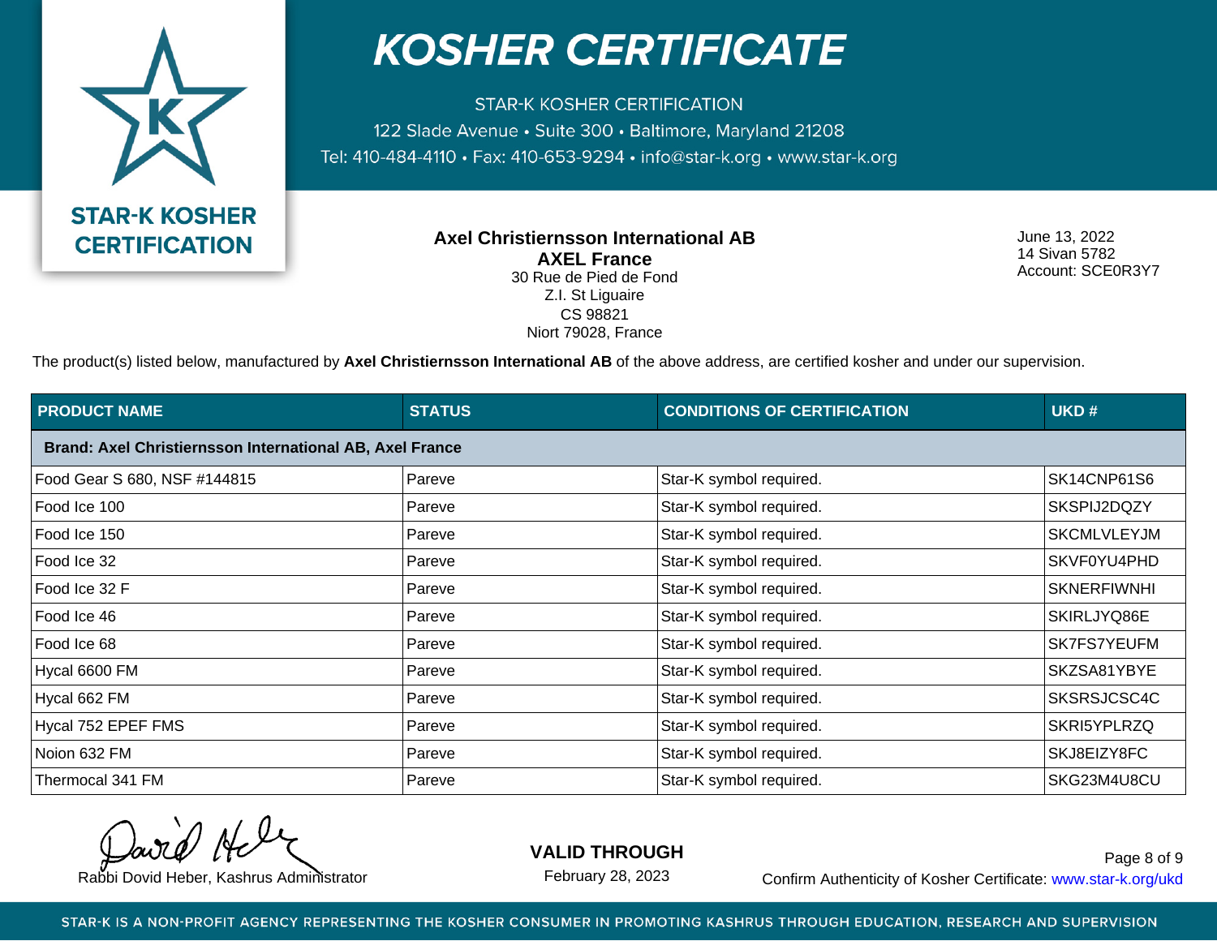# KOSHER CERTIFICATE

STAR-K KOSHER CERTIFICATION
122 Slade Avenue • Suite 300 • Baltimore, Maryland 21208
Tel: 410-484-4110 • Fax: 410-653-9294 • info@star-k.org • www.star-k.org

**STAR-K KOSHER CERTIFICATION**

**Axel Christiernsson International AB**
**AXEL France**
30 Rue de Pied de Fond
Z.I. St Liguaire
CS 98821
Niort 79028, France

June 13, 2022
14 Sivan 5782
Account: SCE0R3Y7

The product(s) listed below, manufactured by **Axel Christiernsson International** of the above address, are certified kosher and under our supervision.

| PRODUCT NAME | STATUS | CONDITIONS OF CERTIFICATION | UKD # |
|---|---|---|---|
| **Brand: Axel Christiernsson International AB, Axel France** | | | |
| Food Gear S 680, NSF #144815 | Pareve | Star-K symbol required. | SK14CNP61S6 |
| Food Ice 100 | Pareve | Star-K symbol required. | SKSPIJ2DQZY |
| Food Ice 150 | Pareve | Star-K symbol required. | SKCMLVLEYJM |
| Food Ice 32 | Pareve | Star-K symbol required. | SKVF0YU4PHD |
| Food Ice 32 F | Pareve | Star-K symbol required. | SKNERFIWNHI |
| Food Ice 46 | Pareve | Star-K symbol required. | SKIRLJYQ86E |
| Food Ice 68 | Pareve | Star-K symbol required. | SK7FS7YEUFM |
| Hycal 6600 FM | Pareve | Star-K symbol required. | SKZSA81YBYE |
| Hycal 662 FM | Pareve | Star-K symbol required. | SKSRSJCSC4C |
| Hycal 752 EPEF FMS | Pareve | Star-K symbol required. | SKRI5YPLRZQ |
| Noion 632 FM | Pareve | Star-K symbol required. | SKJ8EIZY8FC |
| Thermocal 341 FM | Pareve | Star-K symbol required. | SKG23M4U8CU |

Rabbi Dovid Heber, Kashrus Administrator

**VALID THROUGH**
February 28, 2023

Confirm Authenticity of Kosher Certificate: www.star-k.org/ukd

STAR-K IS A NON-PROFIT AGENCY REPRESENTING THE KOSHER CONSUMER IN PROMOTING KASHRUS THROUGH EDUCATION, RESEARCH AND SUPERVISION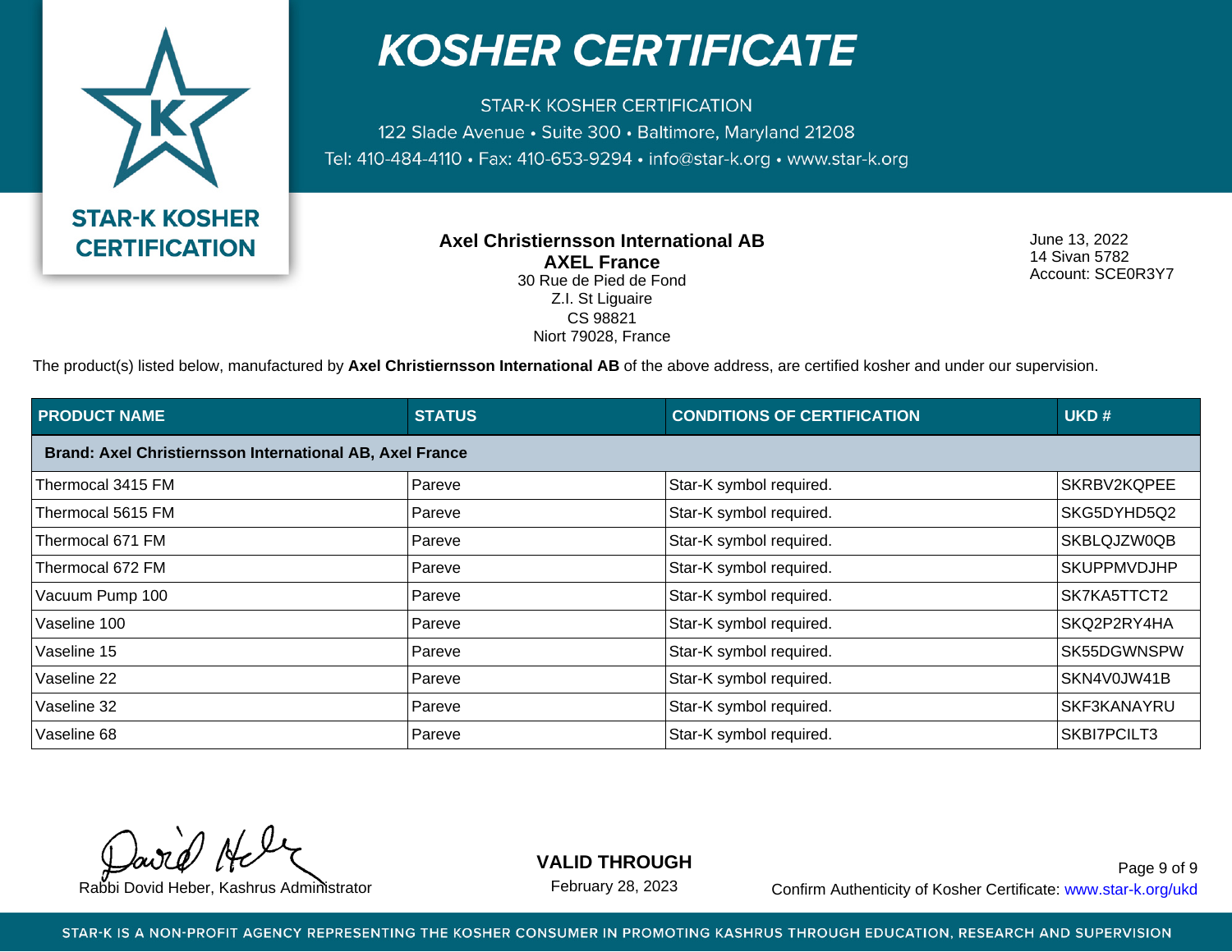# KOSHER CERTIFICATE

STAR-K KOSHER CERTIFICATION
122 Slade Avenue • Suite 300 • Baltimore, Maryland 21208
Tel: 410-484-4110 • Fax: 410-653-9294 • info@star-k.org • www.star-k.org

STAR-K KOSHER CERTIFICATION

**Axel Christiernsson International AB**
**AXEL France**
30 Rue de Pied de Fond
Z.I. St Liguaire
CS 98821
Niort 79028, France

June 13, 2022
14 Sivan 5782
Account: SCE0R3Y7

The product(s) listed below, manufactured by **Axel Christiernsson International AB** of the above address, are certified kosher and under our supervision.

| PRODUCT NAME | STATUS | CONDITIONS OF CERTIFICATION | UKD # |
|---|---|---|---|
| **Brand: Axel Christiernsson International AB, Axel France** | | | |
| Thermocal 3415 FM | Pareve | Star-K symbol required. | SKRBV2KQPEE |
| Thermocal 5615 FM | Pareve | Star-K symbol required. | SKG5DYHD5Q2 |
| Thermocal 671 FM | Pareve | Star-K symbol required. | SKBLQJZW0QB |
| Thermocal 672 FM | Pareve | Star-K symbol required. | SKUPPMVDJHP |
| Vacuum Pump 100 | Pareve | Star-K symbol required. | SK7KA5TTCT2 |
| Vaseline 100 | Pareve | Star-K symbol required. | SKQ2P2RY4HA |
| Vaseline 15 | Pareve | Star-K symbol required. | SK55DGWNSPW |
| Vaseline 22 | Pareve | Star-K symbol required. | SKN4V0JW41B |
| Vaseline 32 | Pareve | Star-K symbol required. | SKF3KANAYRU |
| Vaseline 68 | Pareve | Star-K symbol required. | SKBI7PCILT3 |

Rabbi Dovid Heber, Kashrus Administrator

**VALID THROUGH**
February 28, 2023

Confirm Authenticity of Kosher Certificate: www.star-k.org/ukd

STAR-K IS A NON-PROFIT AGENCY REPRESENTING THE KOSHER CONSUMER IN PROMOTING KASHRUS THROUGH EDUCATION, RESEARCH AND SUPERVISION